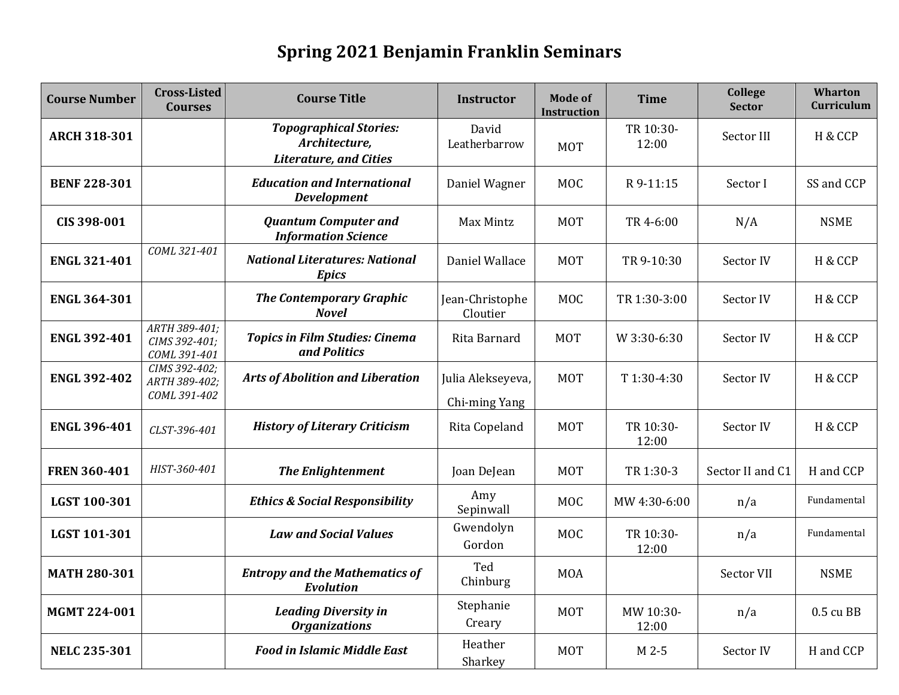# Spring 2021 Benjamin Franklin Seminars

| Course Number | Cross-Listed Courses | Course Title | Instructor | Mode of Instruction | Time | College Sector | Wharton Curriculum |
|---|---|---|---|---|---|---|---|
| **ARCH 318-301** | | ***Topographical Stories: Architecture, Literature, and Cities*** | David Leatherbarrow | MOT | TR 10:30-12:00 | Sector III | H & CCP |
| **BENF 228-301** | | ***Education and International Development*** | Daniel Wagner | MOC | R 9-11:15 | Sector I | SS and CCP |
| **CIS 398-001** | | ***Quantum Computer and Information Science*** | Max Mintz | MOT | TR 4-6:00 | N/A | NSME |
| **ENGL 321-401** | *COML 321-401* | ***National Literatures: National Epics*** | Daniel Wallace | MOT | TR 9-10:30 | Sector IV | H & CCP |
| **ENGL 364-301** | | ***The Contemporary Graphic Novel*** | Jean-Christophe Cloutier | MOC | TR 1:30-3:00 | Sector IV | H & CCP |
| **ENGL 392-401** | *ARTH 389-401; CIMS 392-401; COML 391-401* | ***Topics in Film Studies: Cinema and Politics*** | Rita Barnard | MOT | W 3:30-6:30 | Sector IV | H & CCP |
| **ENGL 392-402** | *CIMS 392-402; ARTH 389-402; COML 391-402* | ***Arts of Abolition and Liberation*** | Julia Alekseyeva, Chi-ming Yang | MOT | T 1:30-4:30 | Sector IV | H & CCP |
| **ENGL 396-401** | *CLST-396-401* | ***History of Literary Criticism*** | Rita Copeland | MOT | TR 10:30-12:00 | Sector IV | H & CCP |
| **FREN 360-401** | *HIST-360-401* | ***The Enlightenment*** | Joan DeJean | MOT | TR 1:30-3 | Sector II and C1 | H and CCP |
| **LGST 100-301** | | ***Ethics & Social Responsibility*** | Amy Sepinwall | MOC | MW 4:30-6:00 | n/a | Fundamental |
| **LGST 101-301** | | ***Law and Social Values*** | Gwendolyn Gordon | MOC | TR 10:30-12:00 | n/a | Fundamental |
| **MATH 280-301** | | ***Entropy and the Mathematics of Evolution*** | Ted Chinburg | MOA | | Sector VII | NSME |
| **MGMT 224-001** | | ***Leading Diversity in Organizations*** | Stephanie Creary | MOT | MW 10:30-12:00 | n/a | 0.5 cu BB |
| **NELC 235-301** | | ***Food in Islamic Middle East*** | Heather Sharkey | MOT | M 2-5 | Sector IV | H and CCP |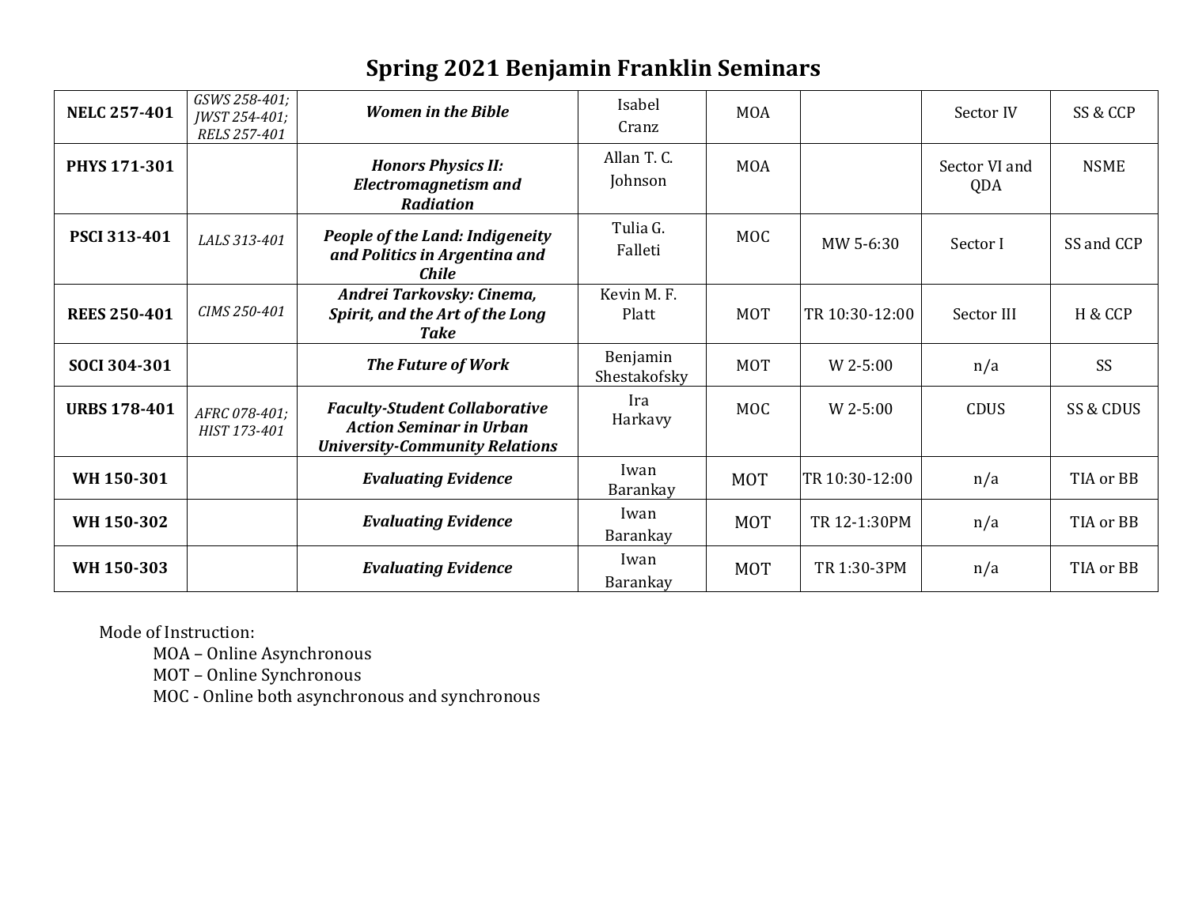# Spring 2021 Benjamin Franklin Seminars

| | | | | | | | |
|---|---|---|---|---|---|---|---|
| **NELC 257-401** | *GSWS 258-401; JWST 254-401; RELS 257-401* | ***Women in the Bible*** | Isabel Cranz | MOA | | Sector IV | SS & CCP |
| **PHYS 171-301** | | ***Honors Physics II: Electromagnetism and Radiation*** | Allan T. C. Johnson | MOA | | Sector VI and QDA | NSME |
| **PSCI 313-401** | *LALS 313-401* | ***People of the Land: Indigeneity and Politics in Argentina and Chile*** | Tulia G. Falleti | MOC | MW 5-6:30 | Sector I | SS and CCP |
| **REES 250-401** | *CIMS 250-401* | ***Andrei Tarkovsky: Cinema, Spirit, and the Art of the Long Take*** | Kevin M. F. Platt | MOT | TR 10:30-12:00 | Sector III | H & CCP |
| **SOCI 304-301** | | ***The Future of Work*** | Benjamin Shestakofsky | MOT | W 2-5:00 | n/a | SS |
| **URBS 178-401** | *AFRC 078-401; HIST 173-401* | ***Faculty-Student Collaborative Action Seminar in Urban University-Community Relations*** | Ira Harkavy | MOC | W 2-5:00 | CDUS | SS & CDUS |
| **WH 150-301** | | ***Evaluating Evidence*** | Iwan Barankay | MOT | TR 10:30-12:00 | n/a | TIA or BB |
| **WH 150-302** | | ***Evaluating Evidence*** | Iwan Barankay | MOT | TR 12-1:30PM | n/a | TIA or BB |
| **WH 150-303** | | ***Evaluating Evidence*** | Iwan Barankay | MOT | TR 1:30-3PM | n/a | TIA or BB |

Mode of Instruction:

- MOA – Online Asynchronous
- MOT – Online Synchronous
- MOC - Online both asynchronous and synchronous